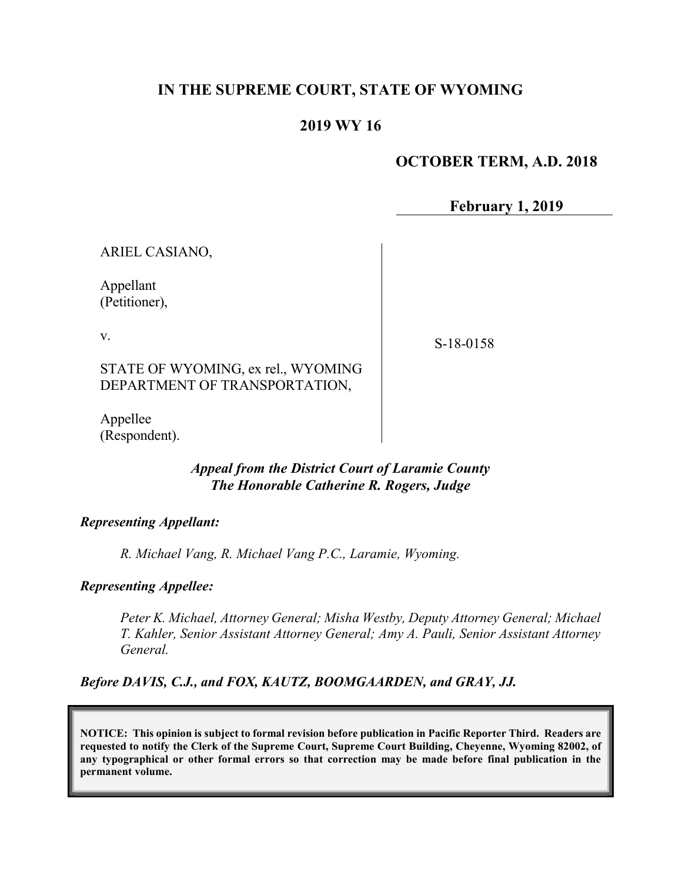**IN THE SUPREME COURT, STATE OF WYOMING**

**2019 WY 16**

**OCTOBER TERM, A.D. 2018**

**February 1, 2019**

ARIEL CASIANO,

Appellant
(Petitioner),

v.

STATE OF WYOMING, ex rel., WYOMING DEPARTMENT OF TRANSPORTATION,

Appellee
(Respondent).

S-18-0158

***Appeal from the District Court of Laramie County***
***The Honorable Catherine R. Rogers, Judge***

***Representing Appellant:***

*R. Michael Vang, R. Michael Vang P.C., Laramie, Wyoming.*

***Representing Appellee:***

*Peter K. Michael, Attorney General; Misha Westby, Deputy Attorney General; Michael T. Kahler, Senior Assistant Attorney General; Amy A. Pauli, Senior Assistant Attorney General.*

***Before DAVIS, C.J., and FOX, KAUTZ, BOOMGAARDEN, and GRAY, JJ.***

**NOTICE: This opinion is subject to formal revision before publication in Pacific Reporter Third. Readers are requested to notify the Clerk of the Supreme Court, Supreme Court Building, Cheyenne, Wyoming 82002, of any typographical or other formal errors so that correction may be made before final publication in the permanent volume.**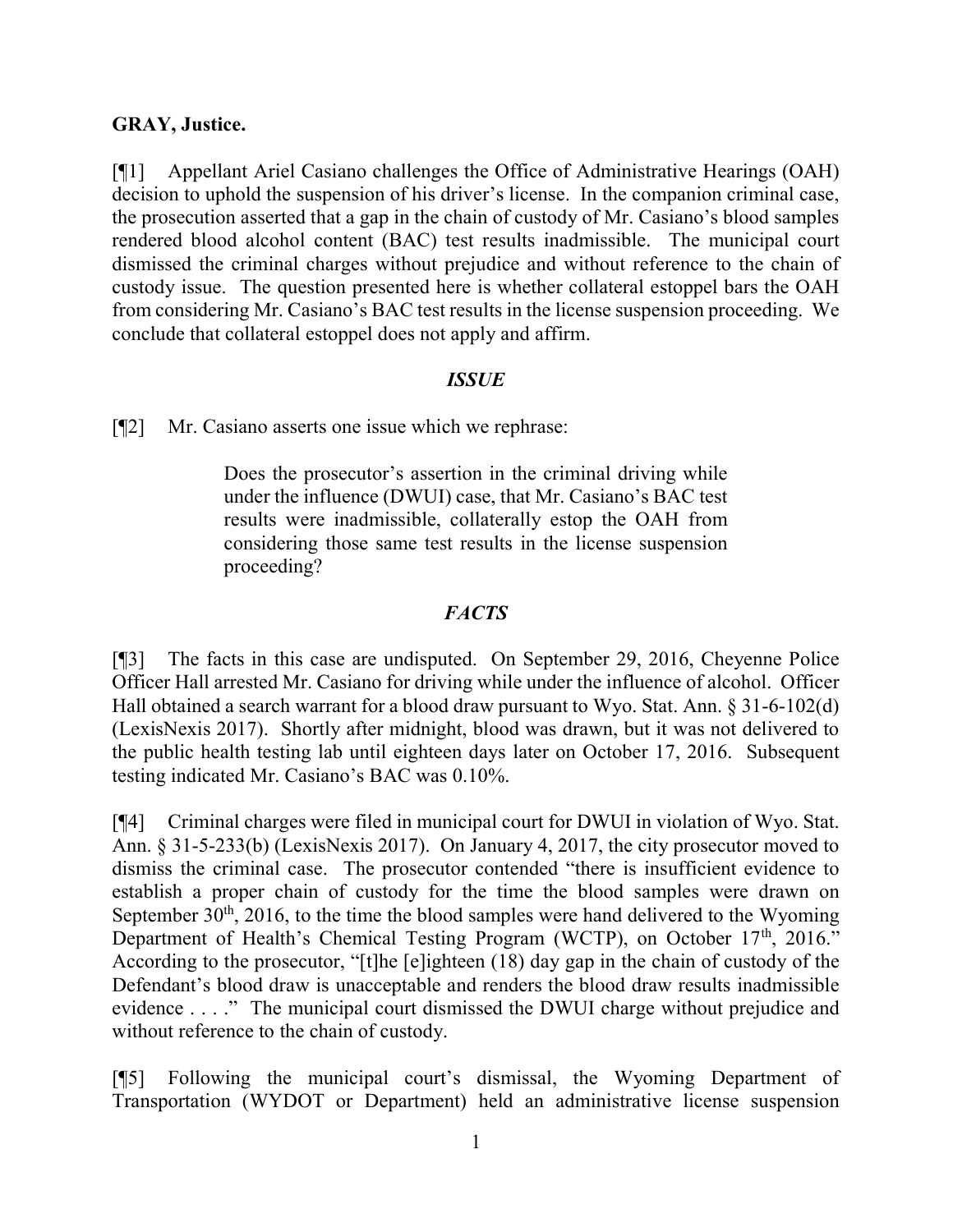**GRAY, Justice.**

[¶1] Appellant Ariel Casiano challenges the Office of Administrative Hearings (OAH) decision to uphold the suspension of his driver's license. In the companion criminal case, the prosecution asserted that a gap in the chain of custody of Mr. Casiano's blood samples rendered blood alcohol content (BAC) test results inadmissible. The municipal court dismissed the criminal charges without prejudice and without reference to the chain of custody issue. The question presented here is whether collateral estoppel bars the OAH from considering Mr. Casiano's BAC test results in the license suspension proceeding. We conclude that collateral estoppel does not apply and affirm.

## *ISSUE*

[¶2] Mr. Casiano asserts one issue which we rephrase:

> Does the prosecutor's assertion in the criminal driving while under the influence (DWUI) case, that Mr. Casiano's BAC test results were inadmissible, collaterally estop the OAH from considering those same test results in the license suspension proceeding?

## *FACTS*

[¶3] The facts in this case are undisputed. On September 29, 2016, Cheyenne Police Officer Hall arrested Mr. Casiano for driving while under the influence of alcohol. Officer Hall obtained a search warrant for a blood draw pursuant to Wyo. Stat. Ann. § 31-6-102(d) (LexisNexis 2017). Shortly after midnight, blood was drawn, but it was not delivered to the public health testing lab until eighteen days later on October 17, 2016. Subsequent testing indicated Mr. Casiano's BAC was 0.10%.

[¶4] Criminal charges were filed in municipal court for DWUI in violation of Wyo. Stat. Ann. § 31-5-233(b) (LexisNexis 2017). On January 4, 2017, the city prosecutor moved to dismiss the criminal case. The prosecutor contended "there is insufficient evidence to establish a proper chain of custody for the time the blood samples were drawn on September 30th, 2016, to the time the blood samples were hand delivered to the Wyoming Department of Health's Chemical Testing Program (WCTP), on October 17th, 2016." According to the prosecutor, "[t]he [e]ighteen (18) day gap in the chain of custody of the Defendant's blood draw is unacceptable and renders the blood draw results inadmissible evidence . . . ." The municipal court dismissed the DWUI charge without prejudice and without reference to the chain of custody.

[¶5] Following the municipal court's dismissal, the Wyoming Department of Transportation (WYDOT or Department) held an administrative license suspension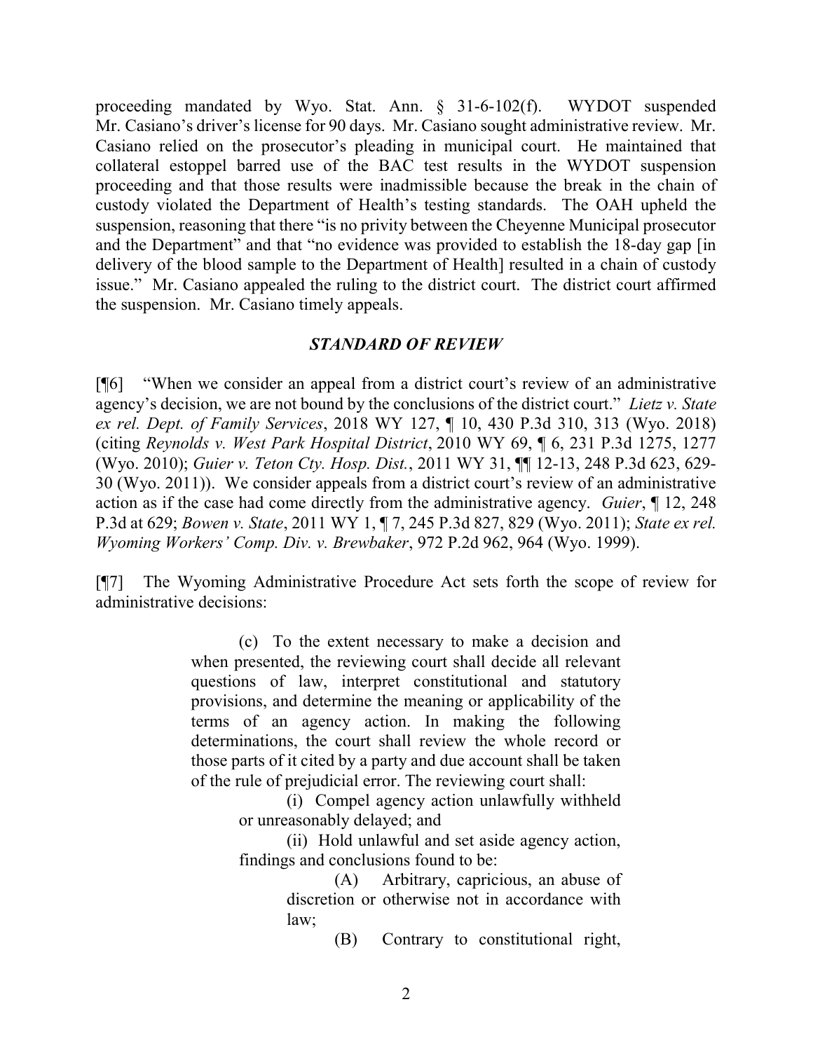proceeding mandated by Wyo. Stat. Ann. § 31-6-102(f). WYDOT suspended Mr. Casiano's driver's license for 90 days. Mr. Casiano sought administrative review. Mr. Casiano relied on the prosecutor's pleading in municipal court. He maintained that collateral estoppel barred use of the BAC test results in the WYDOT suspension proceeding and that those results were inadmissible because the break in the chain of custody violated the Department of Health's testing standards. The OAH upheld the suspension, reasoning that there "is no privity between the Cheyenne Municipal prosecutor and the Department" and that "no evidence was provided to establish the 18-day gap [in delivery of the blood sample to the Department of Health] resulted in a chain of custody issue." Mr. Casiano appealed the ruling to the district court. The district court affirmed the suspension. Mr. Casiano timely appeals.

## ***STANDARD OF REVIEW***

[¶6] "When we consider an appeal from a district court's review of an administrative agency's decision, we are not bound by the conclusions of the district court." *Lietz v. State ex rel. Dept. of Family Services*, 2018 WY 127, ¶ 10, 430 P.3d 310, 313 (Wyo. 2018) (citing *Reynolds v. West Park Hospital District*, 2010 WY 69, ¶ 6, 231 P.3d 1275, 1277 (Wyo. 2010); *Guier v. Teton Cty. Hosp. Dist.*, 2011 WY 31, ¶¶ 12-13, 248 P.3d 623, 629-30 (Wyo. 2011)). We consider appeals from a district court's review of an administrative action as if the case had come directly from the administrative agency. *Guier*, ¶ 12, 248 P.3d at 629; *Bowen v. State*, 2011 WY 1, ¶ 7, 245 P.3d 827, 829 (Wyo. 2011); *State ex rel. Wyoming Workers' Comp. Div. v. Brewbaker*, 972 P.2d 962, 964 (Wyo. 1999).

[¶7] The Wyoming Administrative Procedure Act sets forth the scope of review for administrative decisions:

> (c) To the extent necessary to make a decision and when presented, the reviewing court shall decide all relevant questions of law, interpret constitutional and statutory provisions, and determine the meaning or applicability of the terms of an agency action. In making the following determinations, the court shall review the whole record or those parts of it cited by a party and due account shall be taken of the rule of prejudicial error. The reviewing court shall:
>
> > (i) Compel agency action unlawfully withheld or unreasonably delayed; and
> >
> > (ii) Hold unlawful and set aside agency action, findings and conclusions found to be:
> >
> > > (A) Arbitrary, capricious, an abuse of discretion or otherwise not in accordance with law;
> > >
> > > (B) Contrary to constitutional right,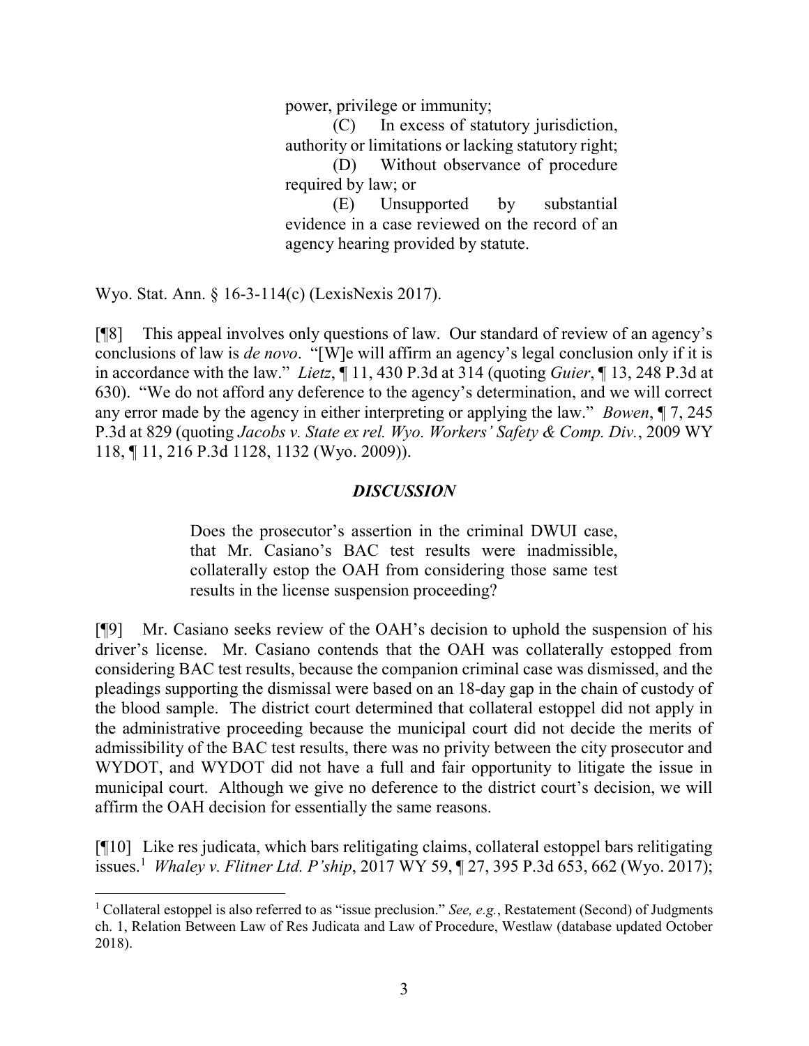power, privilege or immunity;

(C) In excess of statutory jurisdiction, authority or limitations or lacking statutory right;

(D) Without observance of procedure required by law; or

(E) Unsupported by substantial evidence in a case reviewed on the record of an agency hearing provided by statute.

Wyo. Stat. Ann. § 16-3-114(c) (LexisNexis 2017).

[¶8] This appeal involves only questions of law. Our standard of review of an agency's conclusions of law is *de novo*. "[W]e will affirm an agency's legal conclusion only if it is in accordance with the law." *Lietz*, ¶ 11, 430 P.3d at 314 (quoting *Guier*, ¶ 13, 248 P.3d at 630). "We do not afford any deference to the agency's determination, and we will correct any error made by the agency in either interpreting or applying the law." *Bowen*, ¶ 7, 245 P.3d at 829 (quoting *Jacobs v. State ex rel. Wyo. Workers' Safety & Comp. Div.*, 2009 WY 118, ¶ 11, 216 P.3d 1128, 1132 (Wyo. 2009)).

## *DISCUSSION*

> Does the prosecutor's assertion in the criminal DWUI case, that Mr. Casiano's BAC test results were inadmissible, collaterally estop the OAH from considering those same test results in the license suspension proceeding?

[¶9] Mr. Casiano seeks review of the OAH's decision to uphold the suspension of his driver's license. Mr. Casiano contends that the OAH was collaterally estopped from considering BAC test results, because the companion criminal case was dismissed, and the pleadings supporting the dismissal were based on an 18-day gap in the chain of custody of the blood sample. The district court determined that collateral estoppel did not apply in the administrative proceeding because the municipal court did not decide the merits of admissibility of the BAC test results, there was no privity between the city prosecutor and WYDOT, and WYDOT did not have a full and fair opportunity to litigate the issue in municipal court. Although we give no deference to the district court's decision, we will affirm the OAH decision for essentially the same reasons.

[¶10] Like res judicata, which bars relitigating claims, collateral estoppel bars relitigating issues.[1] *Whaley v. Flitner Ltd. P'ship*, 2017 WY 59, ¶ 27, 395 P.3d 653, 662 (Wyo. 2017);

---

[1] Collateral estoppel is also referred to as "issue preclusion." *See, e.g.*, Restatement (Second) of Judgments ch. 1, Relation Between Law of Res Judicata and Law of Procedure, Westlaw (database updated October 2018).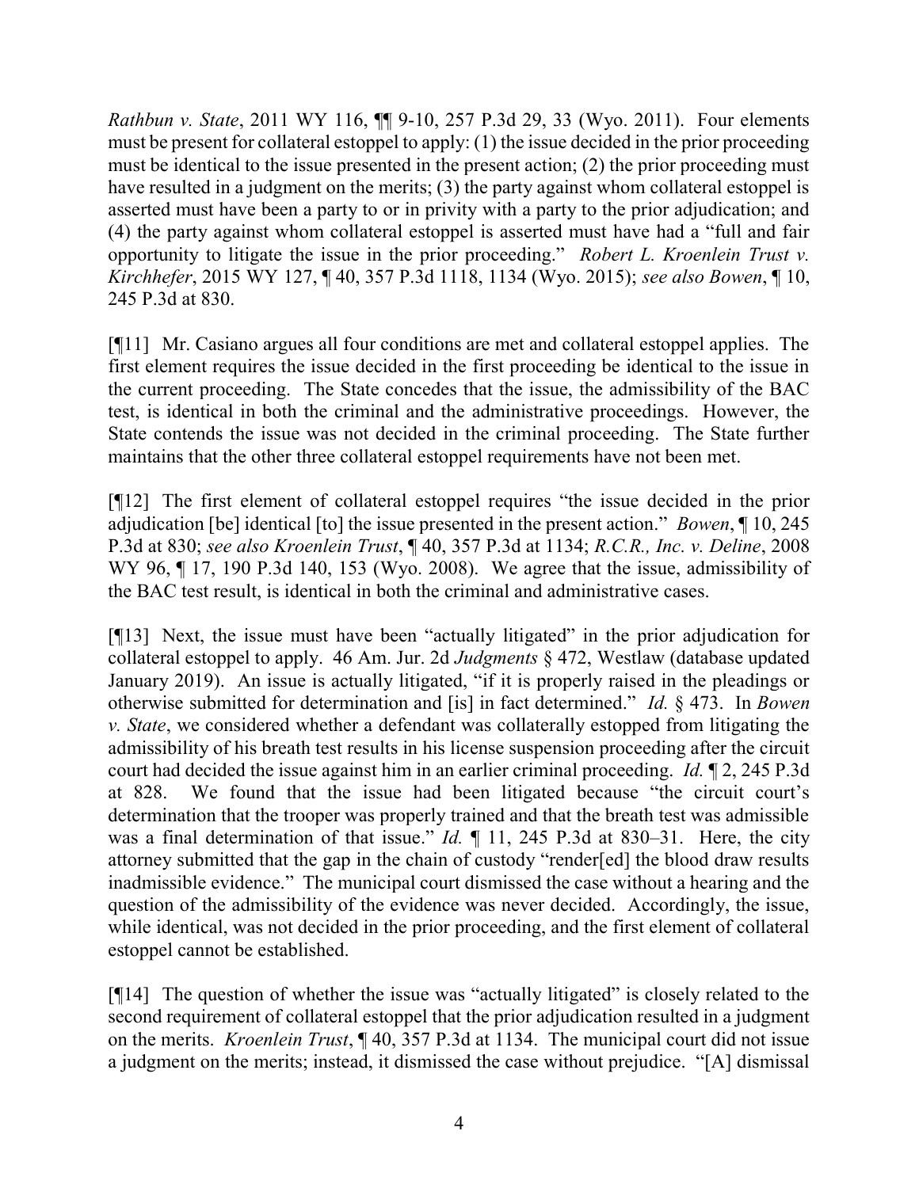*Rathbun v. State*, 2011 WY 116, ¶¶ 9-10, 257 P.3d 29, 33 (Wyo. 2011). Four elements must be present for collateral estoppel to apply: (1) the issue decided in the prior proceeding must be identical to the issue presented in the present action; (2) the prior proceeding must have resulted in a judgment on the merits; (3) the party against whom collateral estoppel is asserted must have been a party to or in privity with a party to the prior adjudication; and (4) the party against whom collateral estoppel is asserted must have had a "full and fair opportunity to litigate the issue in the prior proceeding." *Robert L. Kroenlein Trust v. Kirchhefer*, 2015 WY 127, ¶ 40, 357 P.3d 1118, 1134 (Wyo. 2015); *see also Bowen*, ¶ 10, 245 P.3d at 830.

[¶11] Mr. Casiano argues all four conditions are met and collateral estoppel applies. The first element requires the issue decided in the first proceeding be identical to the issue in the current proceeding. The State concedes that the issue, the admissibility of the BAC test, is identical in both the criminal and the administrative proceedings. However, the State contends the issue was not decided in the criminal proceeding. The State further maintains that the other three collateral estoppel requirements have not been met.

[¶12] The first element of collateral estoppel requires "the issue decided in the prior adjudication [be] identical [to] the issue presented in the present action." *Bowen*, ¶ 10, 245 P.3d at 830; *see also Kroenlein Trust*, ¶ 40, 357 P.3d at 1134; *R.C.R., Inc. v. Deline*, 2008 WY 96, ¶ 17, 190 P.3d 140, 153 (Wyo. 2008). We agree that the issue, admissibility of the BAC test result, is identical in both the criminal and administrative cases.

[¶13] Next, the issue must have been "actually litigated" in the prior adjudication for collateral estoppel to apply. 46 Am. Jur. 2d *Judgments* § 472, Westlaw (database updated January 2019). An issue is actually litigated, "if it is properly raised in the pleadings or otherwise submitted for determination and [is] in fact determined." *Id.* § 473. In *Bowen v. State*, we considered whether a defendant was collaterally estopped from litigating the admissibility of his breath test results in his license suspension proceeding after the circuit court had decided the issue against him in an earlier criminal proceeding. *Id.* ¶ 2, 245 P.3d at 828. We found that the issue had been litigated because "the circuit court's determination that the trooper was properly trained and that the breath test was admissible was a final determination of that issue." *Id.* ¶ 11, 245 P.3d at 830–31. Here, the city attorney submitted that the gap in the chain of custody "render[ed] the blood draw results inadmissible evidence." The municipal court dismissed the case without a hearing and the question of the admissibility of the evidence was never decided. Accordingly, the issue, while identical, was not decided in the prior proceeding, and the first element of collateral estoppel cannot be established.

[¶14] The question of whether the issue was "actually litigated" is closely related to the second requirement of collateral estoppel that the prior adjudication resulted in a judgment on the merits. *Kroenlein Trust*, ¶ 40, 357 P.3d at 1134. The municipal court did not issue a judgment on the merits; instead, it dismissed the case without prejudice. "[A] dismissal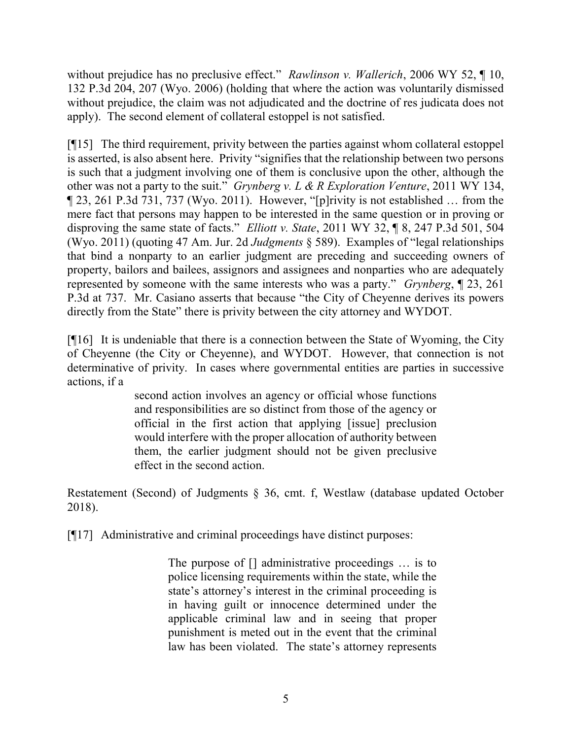without prejudice has no preclusive effect." *Rawlinson v. Wallerich*, 2006 WY 52, ¶ 10, 132 P.3d 204, 207 (Wyo. 2006) (holding that where the action was voluntarily dismissed without prejudice, the claim was not adjudicated and the doctrine of res judicata does not apply). The second element of collateral estoppel is not satisfied.

[¶15] The third requirement, privity between the parties against whom collateral estoppel is asserted, is also absent here. Privity "signifies that the relationship between two persons is such that a judgment involving one of them is conclusive upon the other, although the other was not a party to the suit." *Grynberg v. L & R Exploration Venture*, 2011 WY 134, ¶ 23, 261 P.3d 731, 737 (Wyo. 2011). However, "[p]rivity is not established … from the mere fact that persons may happen to be interested in the same question or in proving or disproving the same state of facts." *Elliott v. State*, 2011 WY 32, ¶ 8, 247 P.3d 501, 504 (Wyo. 2011) (quoting 47 Am. Jur. 2d *Judgments* § 589). Examples of "legal relationships that bind a nonparty to an earlier judgment are preceding and succeeding owners of property, bailors and bailees, assignors and assignees and nonparties who are adequately represented by someone with the same interests who was a party." *Grynberg*, ¶ 23, 261 P.3d at 737. Mr. Casiano asserts that because "the City of Cheyenne derives its powers directly from the State" there is privity between the city attorney and WYDOT.

[¶16] It is undeniable that there is a connection between the State of Wyoming, the City of Cheyenne (the City or Cheyenne), and WYDOT. However, that connection is not determinative of privity. In cases where governmental entities are parties in successive actions, if a

> second action involves an agency or official whose functions and responsibilities are so distinct from those of the agency or official in the first action that applying [issue] preclusion would interfere with the proper allocation of authority between them, the earlier judgment should not be given preclusive effect in the second action.

Restatement (Second) of Judgments § 36, cmt. f, Westlaw (database updated October 2018).

[¶17] Administrative and criminal proceedings have distinct purposes:

> The purpose of [] administrative proceedings … is to police licensing requirements within the state, while the state's attorney's interest in the criminal proceeding is in having guilt or innocence determined under the applicable criminal law and in seeing that proper punishment is meted out in the event that the criminal law has been violated. The state's attorney represents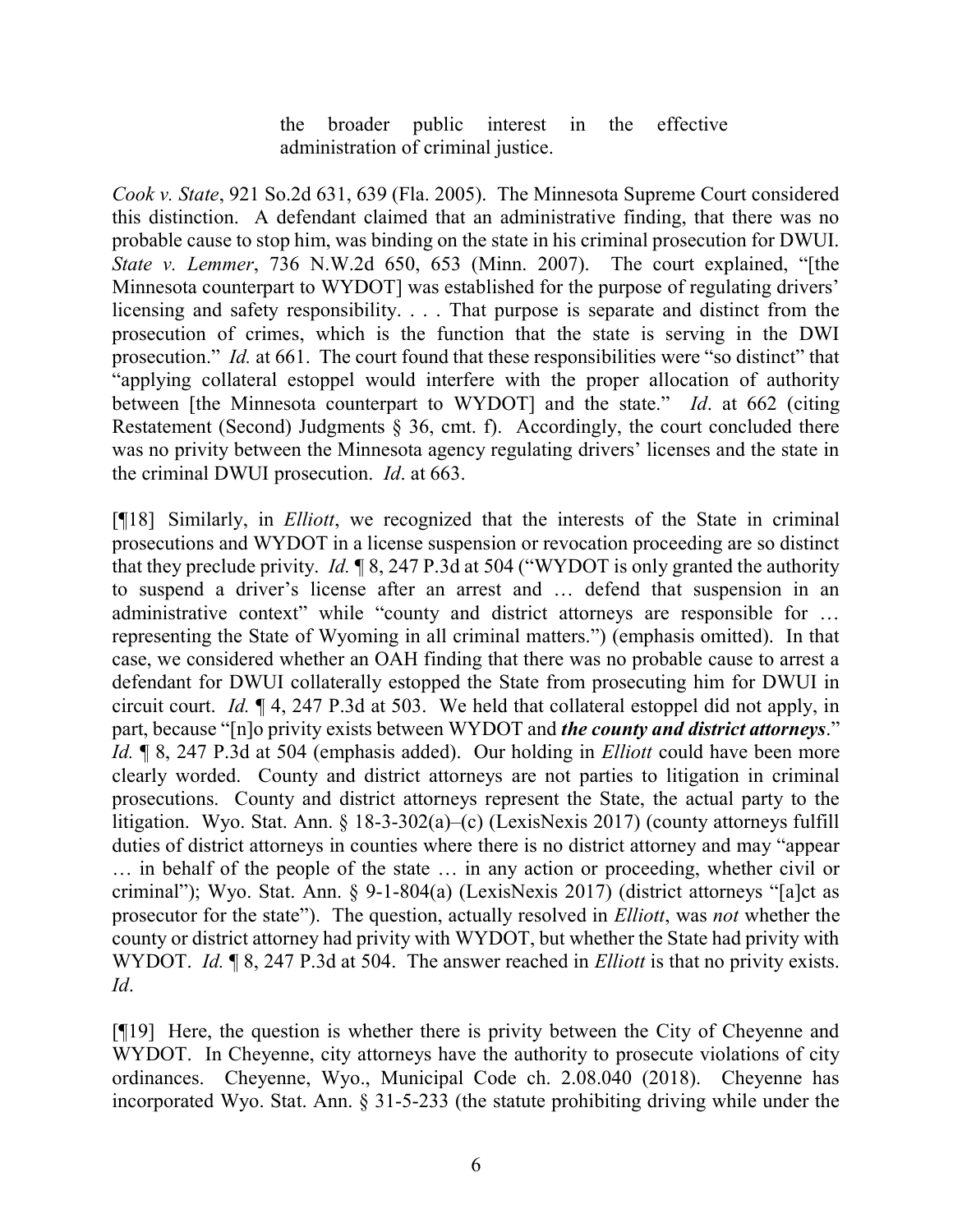> the broader public interest in the effective administration of criminal justice.

*Cook v. State*, 921 So.2d 631, 639 (Fla. 2005). The Minnesota Supreme Court considered this distinction. A defendant claimed that an administrative finding, that there was no probable cause to stop him, was binding on the state in his criminal prosecution for DWUI. *State v. Lemmer*, 736 N.W.2d 650, 653 (Minn. 2007). The court explained, "[the Minnesota counterpart to WYDOT] was established for the purpose of regulating drivers' licensing and safety responsibility. . . . That purpose is separate and distinct from the prosecution of crimes, which is the function that the state is serving in the DWI prosecution." *Id.* at 661. The court found that these responsibilities were "so distinct" that "applying collateral estoppel would interfere with the proper allocation of authority between [the Minnesota counterpart to WYDOT] and the state." *Id*. at 662 (citing Restatement (Second) Judgments § 36, cmt. f). Accordingly, the court concluded there was no privity between the Minnesota agency regulating drivers' licenses and the state in the criminal DWUI prosecution. *Id*. at 663.

[¶18] Similarly, in *Elliott*, we recognized that the interests of the State in criminal prosecutions and WYDOT in a license suspension or revocation proceeding are so distinct that they preclude privity. *Id.* ¶ 8, 247 P.3d at 504 ("WYDOT is only granted the authority to suspend a driver's license after an arrest and … defend that suspension in an administrative context" while "county and district attorneys are responsible for … representing the State of Wyoming in all criminal matters.") (emphasis omitted). In that case, we considered whether an OAH finding that there was no probable cause to arrest a defendant for DWUI collaterally estopped the State from prosecuting him for DWUI in circuit court. *Id.* ¶ 4, 247 P.3d at 503. We held that collateral estoppel did not apply, in part, because "[n]o privity exists between WYDOT and ***the county and district attorneys***." *Id.* ¶ 8, 247 P.3d at 504 (emphasis added). Our holding in *Elliott* could have been more clearly worded. County and district attorneys are not parties to litigation in criminal prosecutions. County and district attorneys represent the State, the actual party to the litigation. Wyo. Stat. Ann. § 18-3-302(a)–(c) (LexisNexis 2017) (county attorneys fulfill duties of district attorneys in counties where there is no district attorney and may "appear … in behalf of the people of the state … in any action or proceeding, whether civil or criminal"); Wyo. Stat. Ann. § 9-1-804(a) (LexisNexis 2017) (district attorneys "[a]ct as prosecutor for the state"). The question, actually resolved in *Elliott*, was *not* whether the county or district attorney had privity with WYDOT, but whether the State had privity with WYDOT. *Id.* ¶ 8, 247 P.3d at 504. The answer reached in *Elliott* is that no privity exists. *Id*.

[¶19] Here, the question is whether there is privity between the City of Cheyenne and WYDOT. In Cheyenne, city attorneys have the authority to prosecute violations of city ordinances. Cheyenne, Wyo., Municipal Code ch. 2.08.040 (2018). Cheyenne has incorporated Wyo. Stat. Ann. § 31-5-233 (the statute prohibiting driving while under the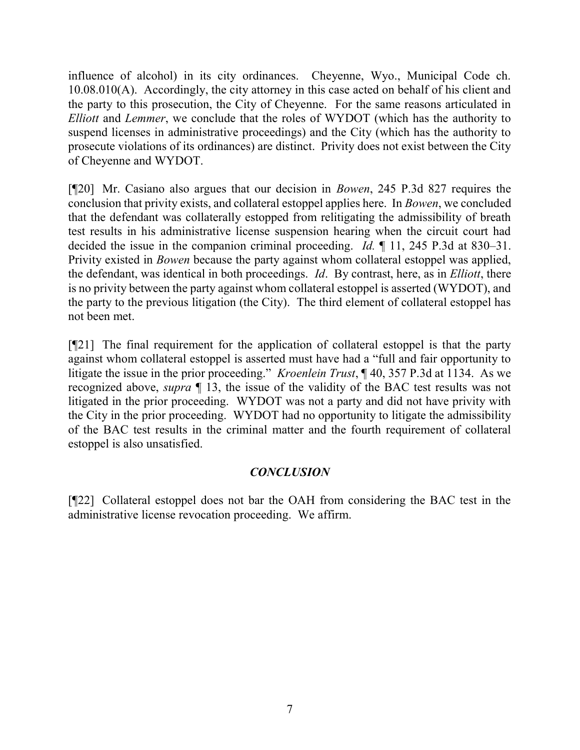influence of alcohol) in its city ordinances. Cheyenne, Wyo., Municipal Code ch. 10.08.010(A). Accordingly, the city attorney in this case acted on behalf of his client and the party to this prosecution, the City of Cheyenne. For the same reasons articulated in *Elliott* and *Lemmer*, we conclude that the roles of WYDOT (which has the authority to suspend licenses in administrative proceedings) and the City (which has the authority to prosecute violations of its ordinances) are distinct. Privity does not exist between the City of Cheyenne and WYDOT.

[¶20] Mr. Casiano also argues that our decision in *Bowen*, 245 P.3d 827 requires the conclusion that privity exists, and collateral estoppel applies here. In *Bowen*, we concluded that the defendant was collaterally estopped from relitigating the admissibility of breath test results in his administrative license suspension hearing when the circuit court had decided the issue in the companion criminal proceeding. *Id.* ¶ 11, 245 P.3d at 830–31. Privity existed in *Bowen* because the party against whom collateral estoppel was applied, the defendant, was identical in both proceedings. *Id*. By contrast, here, as in *Elliott*, there is no privity between the party against whom collateral estoppel is asserted (WYDOT), and the party to the previous litigation (the City). The third element of collateral estoppel has not been met.

[¶21] The final requirement for the application of collateral estoppel is that the party against whom collateral estoppel is asserted must have had a "full and fair opportunity to litigate the issue in the prior proceeding." *Kroenlein Trust*, ¶ 40, 357 P.3d at 1134. As we recognized above, *supra* ¶ 13, the issue of the validity of the BAC test results was not litigated in the prior proceeding. WYDOT was not a party and did not have privity with the City in the prior proceeding. WYDOT had no opportunity to litigate the admissibility of the BAC test results in the criminal matter and the fourth requirement of collateral estoppel is also unsatisfied.

## *CONCLUSION*

[¶22] Collateral estoppel does not bar the OAH from considering the BAC test in the administrative license revocation proceeding. We affirm.